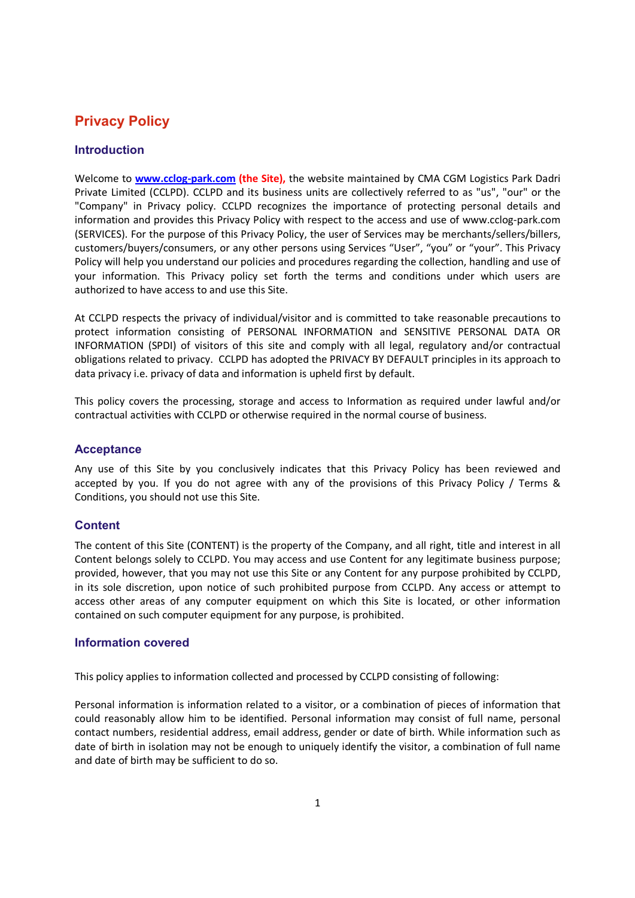# Privacy Policy

## Introduction

Welcome to **www.cclog-park.com** **(the Site),** the website maintained by CMA CGM Logistics Park Dadri Private Limited (CCLPD). CCLPD and its business units are collectively referred to as "us", "our" or the "Company" in Privacy policy. CCLPD recognizes the importance of protecting personal details and information and provides this Privacy Policy with respect to the access and use of www.cclog-park.com (SERVICES). For the purpose of this Privacy Policy, the user of Services may be merchants/sellers/billers, customers/buyers/consumers, or any other persons using Services “User”, “you” or “your”. This Privacy Policy will help you understand our policies and procedures regarding the collection, handling and use of your information. This Privacy policy set forth the terms and conditions under which users are authorized to have access to and use this Site.

At CCLPD respects the privacy of individual/visitor and is committed to take reasonable precautions to protect information consisting of PERSONAL INFORMATION and SENSITIVE PERSONAL DATA OR INFORMATION (SPDI) of visitors of this site and comply with all legal, regulatory and/or contractual obligations related to privacy. CCLPD has adopted the PRIVACY BY DEFAULT principles in its approach to data privacy i.e. privacy of data and information is upheld first by default.

This policy covers the processing, storage and access to Information as required under lawful and/or contractual activities with CCLPD or otherwise required in the normal course of business.

## Acceptance

Any use of this Site by you conclusively indicates that this Privacy Policy has been reviewed and accepted by you. If you do not agree with any of the provisions of this Privacy Policy / Terms & Conditions, you should not use this Site.

## Content

The content of this Site (CONTENT) is the property of the Company, and all right, title and interest in all Content belongs solely to CCLPD. You may access and use Content for any legitimate business purpose; provided, however, that you may not use this Site or any Content for any purpose prohibited by CCLPD, in its sole discretion, upon notice of such prohibited purpose from CCLPD. Any access or attempt to access other areas of any computer equipment on which this Site is located, or other information contained on such computer equipment for any purpose, is prohibited.

## Information covered

This policy applies to information collected and processed by CCLPD consisting of following:

Personal information is information related to a visitor, or a combination of pieces of information that could reasonably allow him to be identified. Personal information may consist of full name, personal contact numbers, residential address, email address, gender or date of birth. While information such as date of birth in isolation may not be enough to uniquely identify the visitor, a combination of full name and date of birth may be sufficient to do so.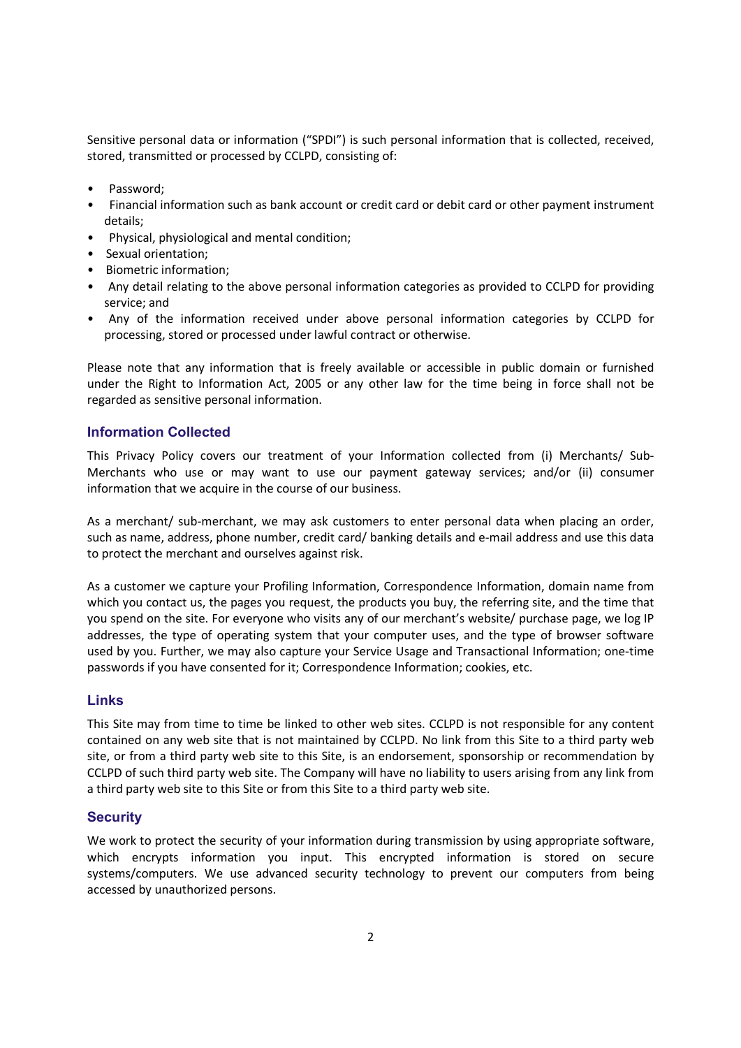Sensitive personal data or information ("SPDI") is such personal information that is collected, received, stored, transmitted or processed by CCLPD, consisting of:

- Password;
- Financial information such as bank account or credit card or debit card or other payment instrument details;
- Physical, physiological and mental condition;
- Sexual orientation;
- Biometric information;
- Any detail relating to the above personal information categories as provided to CCLPD for providing service; and
- Any of the information received under above personal information categories by CCLPD for processing, stored or processed under lawful contract or otherwise.

Please note that any information that is freely available or accessible in public domain or furnished under the Right to Information Act, 2005 or any other law for the time being in force shall not be regarded as sensitive personal information.

## Information Collected

This Privacy Policy covers our treatment of your Information collected from (i) Merchants/ Sub-Merchants who use or may want to use our payment gateway services; and/or (ii) consumer information that we acquire in the course of our business.

As a merchant/ sub-merchant, we may ask customers to enter personal data when placing an order, such as name, address, phone number, credit card/ banking details and e-mail address and use this data to protect the merchant and ourselves against risk.

As a customer we capture your Profiling Information, Correspondence Information, domain name from which you contact us, the pages you request, the products you buy, the referring site, and the time that you spend on the site. For everyone who visits any of our merchant's website/ purchase page, we log IP addresses, the type of operating system that your computer uses, and the type of browser software used by you. Further, we may also capture your Service Usage and Transactional Information; one-time passwords if you have consented for it; Correspondence Information; cookies, etc.

## Links

This Site may from time to time be linked to other web sites. CCLPD is not responsible for any content contained on any web site that is not maintained by CCLPD. No link from this Site to a third party web site, or from a third party web site to this Site, is an endorsement, sponsorship or recommendation by CCLPD of such third party web site. The Company will have no liability to users arising from any link from a third party web site to this Site or from this Site to a third party web site.

## Security

We work to protect the security of your information during transmission by using appropriate software, which encrypts information you input. This encrypted information is stored on secure systems/computers. We use advanced security technology to prevent our computers from being accessed by unauthorized persons.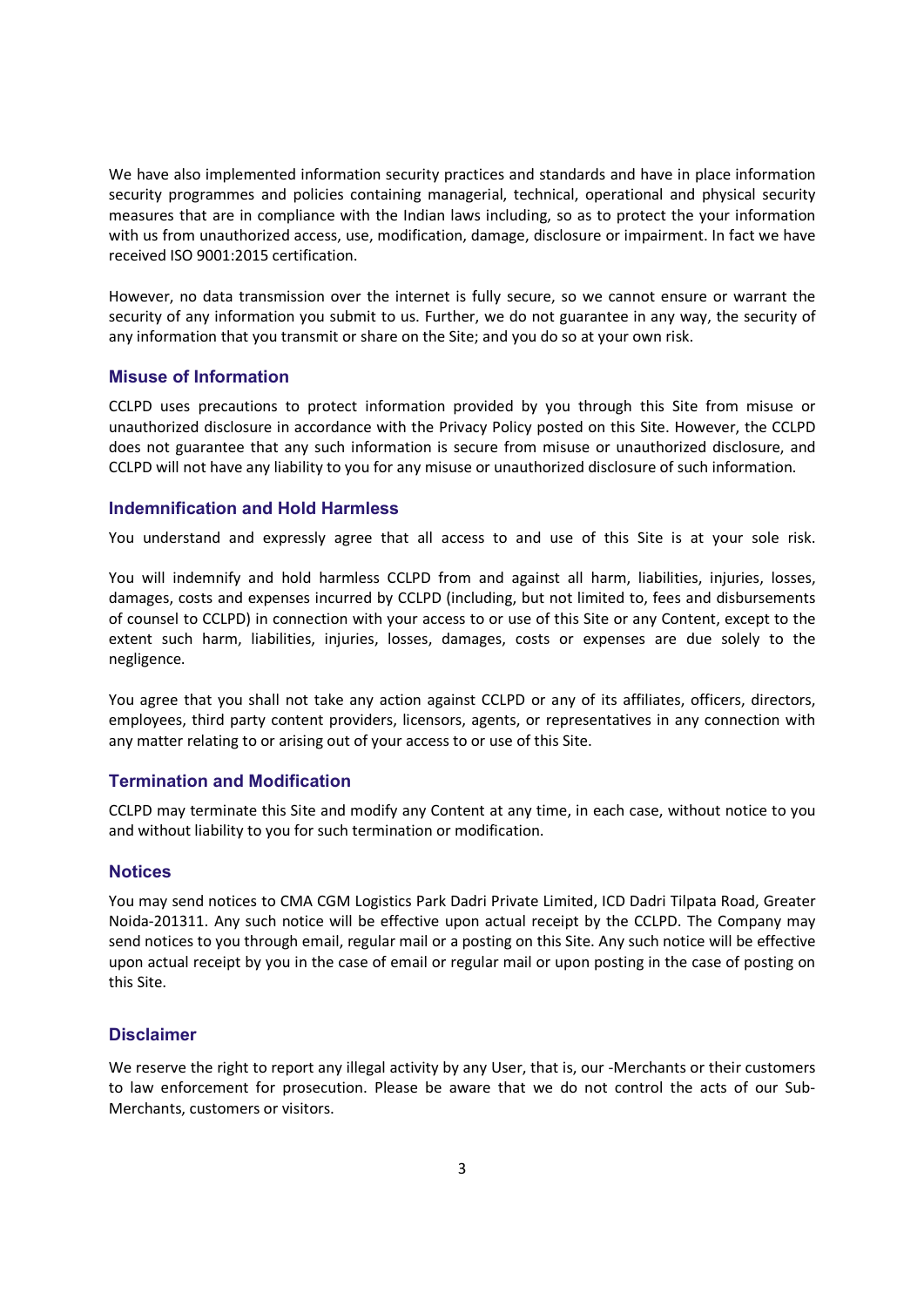We have also implemented information security practices and standards and have in place information security programmes and policies containing managerial, technical, operational and physical security measures that are in compliance with the Indian laws including, so as to protect the your information with us from unauthorized access, use, modification, damage, disclosure or impairment. In fact we have received ISO 9001:2015 certification.

However, no data transmission over the internet is fully secure, so we cannot ensure or warrant the security of any information you submit to us. Further, we do not guarantee in any way, the security of any information that you transmit or share on the Site; and you do so at your own risk.

### Misuse of Information

CCLPD uses precautions to protect information provided by you through this Site from misuse or unauthorized disclosure in accordance with the Privacy Policy posted on this Site. However, the CCLPD does not guarantee that any such information is secure from misuse or unauthorized disclosure, and CCLPD will not have any liability to you for any misuse or unauthorized disclosure of such information.

### Indemnification and Hold Harmless

You understand and expressly agree that all access to and use of this Site is at your sole risk.

You will indemnify and hold harmless CCLPD from and against all harm, liabilities, injuries, losses, damages, costs and expenses incurred by CCLPD (including, but not limited to, fees and disbursements of counsel to CCLPD) in connection with your access to or use of this Site or any Content, except to the extent such harm, liabilities, injuries, losses, damages, costs or expenses are due solely to the negligence.

You agree that you shall not take any action against CCLPD or any of its affiliates, officers, directors, employees, third party content providers, licensors, agents, or representatives in any connection with any matter relating to or arising out of your access to or use of this Site.

### Termination and Modification

CCLPD may terminate this Site and modify any Content at any time, in each case, without notice to you and without liability to you for such termination or modification.

### Notices

You may send notices to CMA CGM Logistics Park Dadri Private Limited, ICD Dadri Tilpata Road, Greater Noida-201311. Any such notice will be effective upon actual receipt by the CCLPD. The Company may send notices to you through email, regular mail or a posting on this Site. Any such notice will be effective upon actual receipt by you in the case of email or regular mail or upon posting in the case of posting on this Site.

### Disclaimer

We reserve the right to report any illegal activity by any User, that is, our -Merchants or their customers to law enforcement for prosecution. Please be aware that we do not control the acts of our Sub-Merchants, customers or visitors.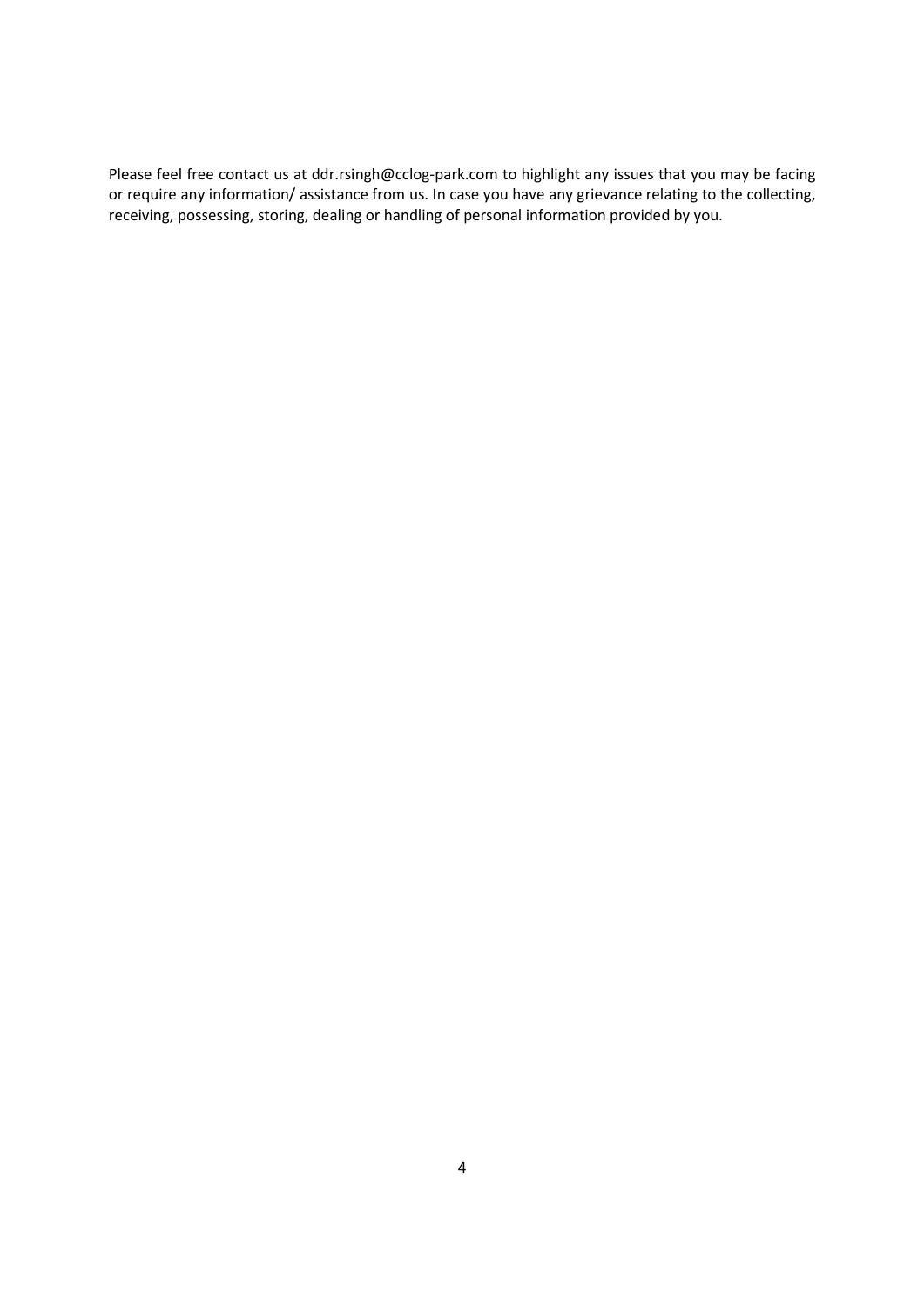Please feel free contact us at ddr.rsingh@cclog-park.com to highlight any issues that you may be facing or require any information/ assistance from us. In case you have any grievance relating to the collecting, receiving, possessing, storing, dealing or handling of personal information provided by you.